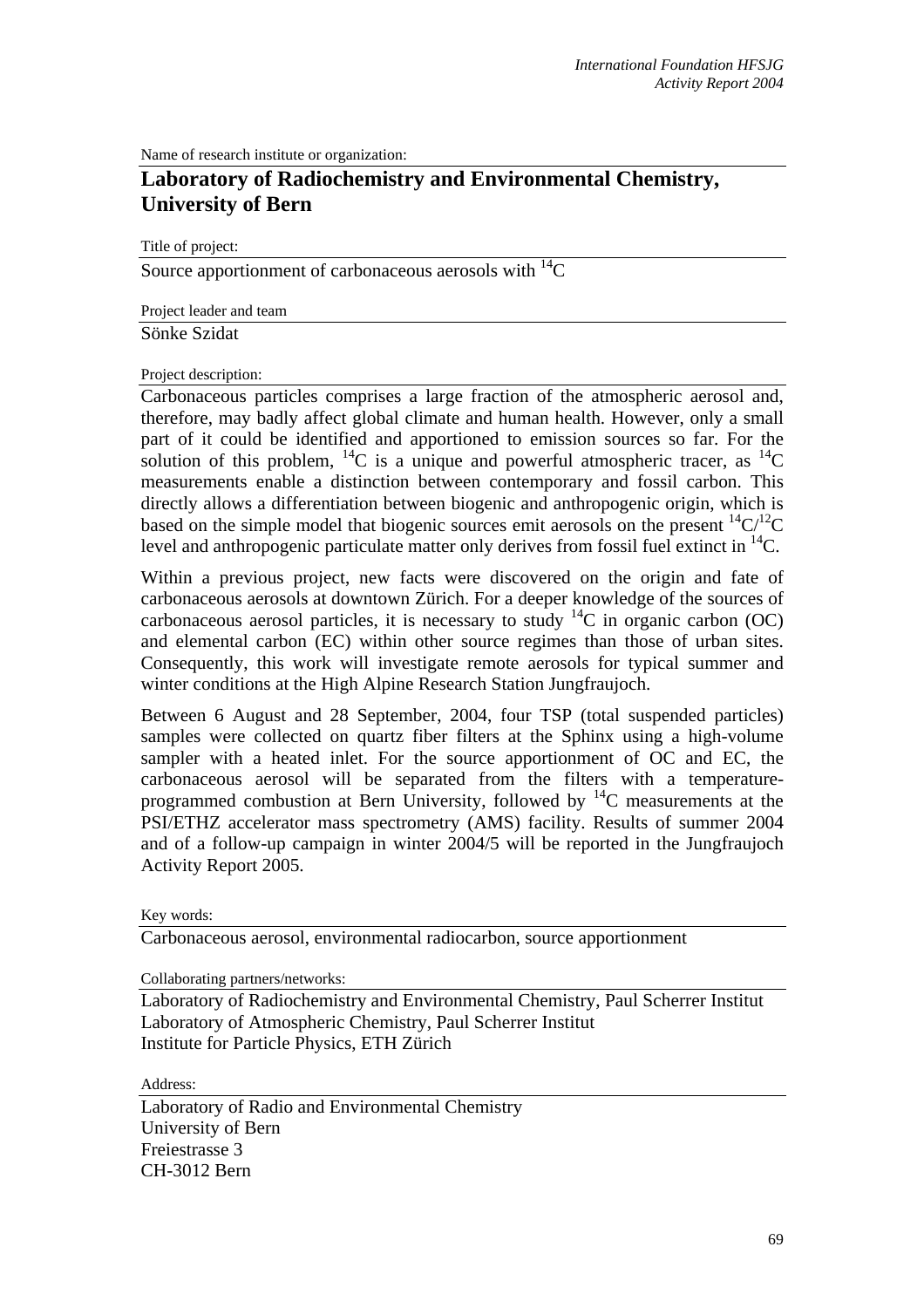Name of research institute or organization:

## Laboratory of Radiochemistry and Environmental Chemistry, University of Bern

Title of project:

Source apportionment of carbonaceous aerosols with $^{14}C$

Project leader and team

Sönke Szidat

Project description:

Carbonaceous particles comprises a large fraction of the atmospheric aerosol and, therefore, may badly affect global climate and human health. However, only a small part of it could be identified and apportioned to emission sources so far. For the solution of this problem, $^{14}C$ is a unique and powerful atmospheric tracer, as $^{14}C$ measurements enable a distinction between contemporary and fossil carbon. This directly allows a differentiation between biogenic and anthropogenic origin, which is based on the simple model that biogenic sources emit aerosols on the present $^{14}C/^{12}C$ level and anthropogenic particulate matter only derives from fossil fuel extinct in $^{14}C$.

Within a previous project, new facts were discovered on the origin and fate of carbonaceous aerosols at downtown Zürich. For a deeper knowledge of the sources of carbonaceous aerosol particles, it is necessary to study $^{14}C$ in organic carbon (OC) and elemental carbon (EC) within other source regimes than those of urban sites. Consequently, this work will investigate remote aerosols for typical summer and winter conditions at the High Alpine Research Station Jungfraujoch.

Between 6 August and 28 September, 2004, four TSP (total suspended particles) samples were collected on quartz fiber filters at the Sphinx using a high-volume sampler with a heated inlet. For the source apportionment of OC and EC, the carbonaceous aerosol will be separated from the filters with a temperature-programmed combustion at Bern University, followed by $^{14}C$ measurements at the PSI/ETHZ accelerator mass spectrometry (AMS) facility. Results of summer 2004 and of a follow-up campaign in winter 2004/5 will be reported in the Jungfraujoch Activity Report 2005.

Key words:

Carbonaceous aerosol, environmental radiocarbon, source apportionment

Collaborating partners/networks:

Laboratory of Radiochemistry and Environmental Chemistry, Paul Scherrer Institut
Laboratory of Atmospheric Chemistry, Paul Scherrer Institut
Institute for Particle Physics, ETH Zürich

Address:

Laboratory of Radio and Environmental Chemistry
University of Bern
Freiestrasse 3
CH-3012 Bern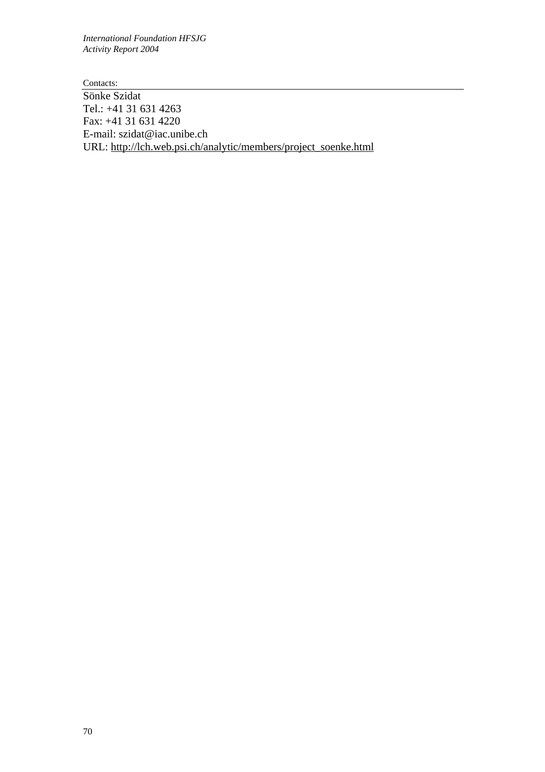Contacts:

Sönke Szidat
Tel.: +41 31 631 4263
Fax: +41 31 631 4220
E-mail: szidat@iac.unibe.ch
URL: http://lch.web.psi.ch/analytic/members/project_soenke.html